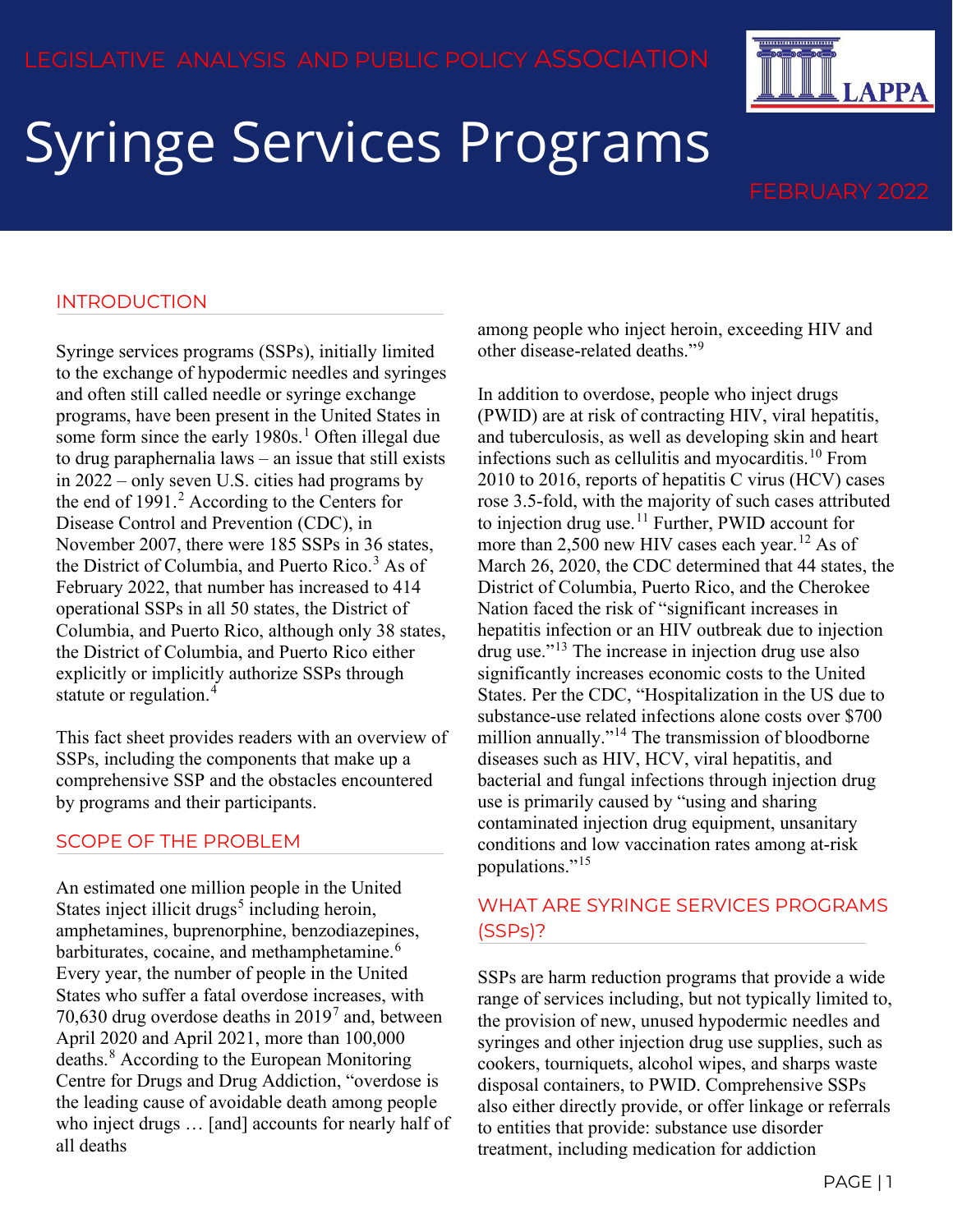LEGISLATIVE ANALYSIS AND PUBLIC POLICY ASSOCIATION

# Syringe Services Programs

FEBRUARY 2022

## INTRODUCTION

Syringe services programs (SSPs), initially limited to the exchange of hypodermic needles and syringes and often still called needle or syringe exchange programs, have been present in the United States in some form since the early 1980s.[1] Often illegal due to drug paraphernalia laws – an issue that still exists in 2022 – only seven U.S. cities had programs by the end of 1991.[2] According to the Centers for Disease Control and Prevention (CDC), in November 2007, there were 185 SSPs in 36 states, the District of Columbia, and Puerto Rico.[3] As of February 2022, that number has increased to 414 operational SSPs in all 50 states, the District of Columbia, and Puerto Rico, although only 38 states, the District of Columbia, and Puerto Rico either explicitly or implicitly authorize SSPs through statute or regulation.[4]

This fact sheet provides readers with an overview of SSPs, including the components that make up a comprehensive SSP and the obstacles encountered by programs and their participants.

## SCOPE OF THE PROBLEM

An estimated one million people in the United States inject illicit drugs[5] including heroin, amphetamines, buprenorphine, benzodiazepines, barbiturates, cocaine, and methamphetamine.[6] Every year, the number of people in the United States who suffer a fatal overdose increases, with 70,630 drug overdose deaths in 2019[7] and, between April 2020 and April 2021, more than 100,000 deaths.[8] According to the European Monitoring Centre for Drugs and Drug Addiction, "overdose is the leading cause of avoidable death among people who inject drugs … [and] accounts for nearly half of all deaths among people who inject heroin, exceeding HIV and other disease-related deaths."[9]

In addition to overdose, people who inject drugs (PWID) are at risk of contracting HIV, viral hepatitis, and tuberculosis, as well as developing skin and heart infections such as cellulitis and myocarditis.[10] From 2010 to 2016, reports of hepatitis C virus (HCV) cases rose 3.5-fold, with the majority of such cases attributed to injection drug use.[11] Further, PWID account for more than 2,500 new HIV cases each year.[12] As of March 26, 2020, the CDC determined that 44 states, the District of Columbia, Puerto Rico, and the Cherokee Nation faced the risk of "significant increases in hepatitis infection or an HIV outbreak due to injection drug use."[13] The increase in injection drug use also significantly increases economic costs to the United States. Per the CDC, "Hospitalization in the US due to substance-use related infections alone costs over $700 million annually."[14] The transmission of bloodborne diseases such as HIV, HCV, viral hepatitis, and bacterial and fungal infections through injection drug use is primarily caused by "using and sharing contaminated injection drug equipment, unsanitary conditions and low vaccination rates among at-risk populations."[15]

## WHAT ARE SYRINGE SERVICES PROGRAMS (SSPs)?

SSPs are harm reduction programs that provide a wide range of services including, but not typically limited to, the provision of new, unused hypodermic needles and syringes and other injection drug use supplies, such as cookers, tourniquets, alcohol wipes, and sharps waste disposal containers, to PWID. Comprehensive SSPs also either directly provide, or offer linkage or referrals to entities that provide: substance use disorder treatment, including medication for addiction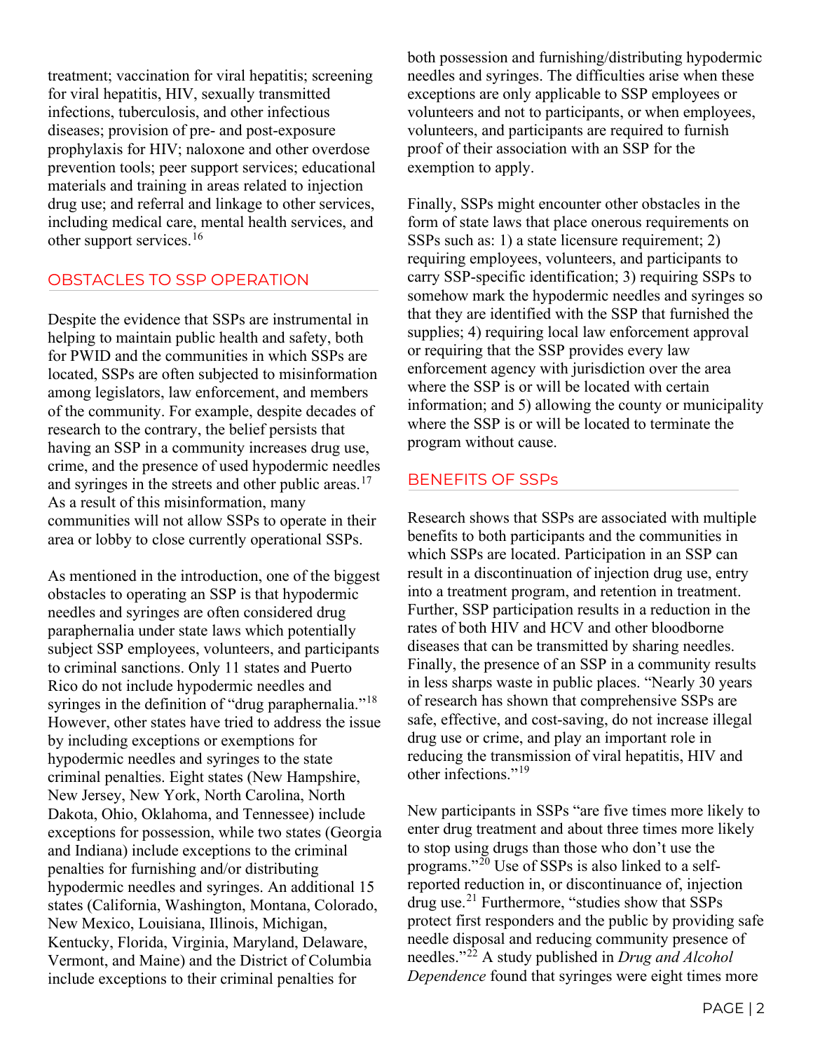treatment; vaccination for viral hepatitis; screening for viral hepatitis, HIV, sexually transmitted infections, tuberculosis, and other infectious diseases; provision of pre- and post-exposure prophylaxis for HIV; naloxone and other overdose prevention tools; peer support services; educational materials and training in areas related to injection drug use; and referral and linkage to other services, including medical care, mental health services, and other support services.[16]

## OBSTACLES TO SSP OPERATION

Despite the evidence that SSPs are instrumental in helping to maintain public health and safety, both for PWID and the communities in which SSPs are located, SSPs are often subjected to misinformation among legislators, law enforcement, and members of the community. For example, despite decades of research to the contrary, the belief persists that having an SSP in a community increases drug use, crime, and the presence of used hypodermic needles and syringes in the streets and other public areas.[17] As a result of this misinformation, many communities will not allow SSPs to operate in their area or lobby to close currently operational SSPs.

As mentioned in the introduction, one of the biggest obstacles to operating an SSP is that hypodermic needles and syringes are often considered drug paraphernalia under state laws which potentially subject SSP employees, volunteers, and participants to criminal sanctions. Only 11 states and Puerto Rico do not include hypodermic needles and syringes in the definition of "drug paraphernalia."[18] However, other states have tried to address the issue by including exceptions or exemptions for hypodermic needles and syringes to the state criminal penalties. Eight states (New Hampshire, New Jersey, New York, North Carolina, North Dakota, Ohio, Oklahoma, and Tennessee) include exceptions for possession, while two states (Georgia and Indiana) include exceptions to the criminal penalties for furnishing and/or distributing hypodermic needles and syringes. An additional 15 states (California, Washington, Montana, Colorado, New Mexico, Louisiana, Illinois, Michigan, Kentucky, Florida, Virginia, Maryland, Delaware, Vermont, and Maine) and the District of Columbia include exceptions to their criminal penalties for both possession and furnishing/distributing hypodermic needles and syringes. The difficulties arise when these exceptions are only applicable to SSP employees or volunteers and not to participants, or when employees, volunteers, and participants are required to furnish proof of their association with an SSP for the exemption to apply.

Finally, SSPs might encounter other obstacles in the form of state laws that place onerous requirements on SSPs such as: 1) a state licensure requirement; 2) requiring employees, volunteers, and participants to carry SSP-specific identification; 3) requiring SSPs to somehow mark the hypodermic needles and syringes so that they are identified with the SSP that furnished the supplies; 4) requiring local law enforcement approval or requiring that the SSP provides every law enforcement agency with jurisdiction over the area where the SSP is or will be located with certain information; and 5) allowing the county or municipality where the SSP is or will be located to terminate the program without cause.

## BENEFITS OF SSPs

Research shows that SSPs are associated with multiple benefits to both participants and the communities in which SSPs are located. Participation in an SSP can result in a discontinuation of injection drug use, entry into a treatment program, and retention in treatment. Further, SSP participation results in a reduction in the rates of both HIV and HCV and other bloodborne diseases that can be transmitted by sharing needles. Finally, the presence of an SSP in a community results in less sharps waste in public places. "Nearly 30 years of research has shown that comprehensive SSPs are safe, effective, and cost-saving, do not increase illegal drug use or crime, and play an important role in reducing the transmission of viral hepatitis, HIV and other infections."[19]

New participants in SSPs "are five times more likely to enter drug treatment and about three times more likely to stop using drugs than those who don't use the programs."[20] Use of SSPs is also linked to a self-reported reduction in, or discontinuance of, injection drug use.[21] Furthermore, "studies show that SSPs protect first responders and the public by providing safe needle disposal and reducing community presence of needles."[22] A study published in *Drug and Alcohol Dependence* found that syringes were eight times more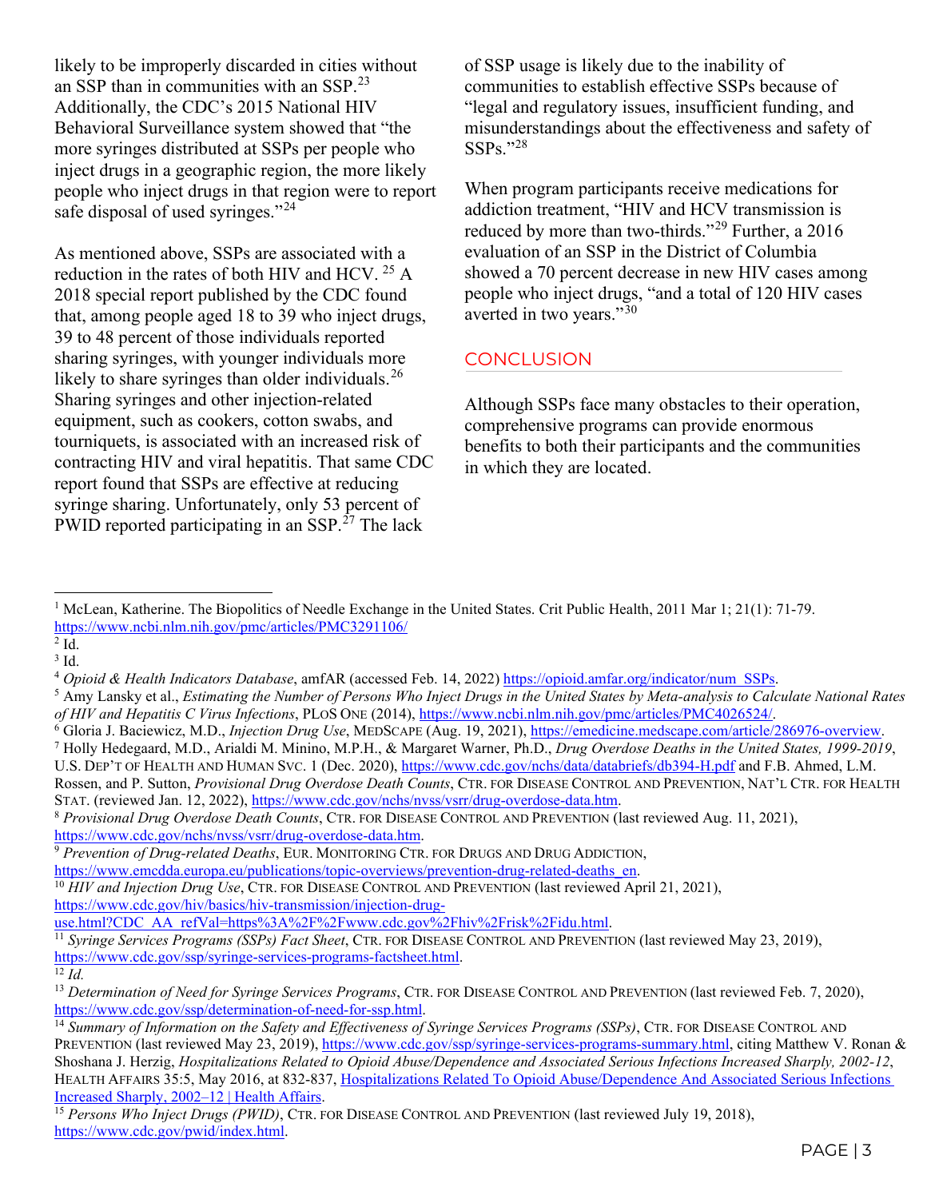likely to be improperly discarded in cities without an SSP than in communities with an SSP.[23] Additionally, the CDC's 2015 National HIV Behavioral Surveillance system showed that "the more syringes distributed at SSPs per people who inject drugs in a geographic region, the more likely people who inject drugs in that region were to report safe disposal of used syringes."[24]

As mentioned above, SSPs are associated with a reduction in the rates of both HIV and HCV.[25] A 2018 special report published by the CDC found that, among people aged 18 to 39 who inject drugs, 39 to 48 percent of those individuals reported sharing syringes, with younger individuals more likely to share syringes than older individuals.[26] Sharing syringes and other injection-related equipment, such as cookers, cotton swabs, and tourniquets, is associated with an increased risk of contracting HIV and viral hepatitis. That same CDC report found that SSPs are effective at reducing syringe sharing. Unfortunately, only 53 percent of PWID reported participating in an SSP.[27] The lack of SSP usage is likely due to the inability of communities to establish effective SSPs because of "legal and regulatory issues, insufficient funding, and misunderstandings about the effectiveness and safety of SSPs."[28]

When program participants receive medications for addiction treatment, "HIV and HCV transmission is reduced by more than two-thirds."[29] Further, a 2016 evaluation of an SSP in the District of Columbia showed a 70 percent decrease in new HIV cases among people who inject drugs, "and a total of 120 HIV cases averted in two years."[30]

## CONCLUSION

Although SSPs face many obstacles to their operation, comprehensive programs can provide enormous benefits to both their participants and the communities in which they are located.

---

[1] McLean, Katherine. The Biopolitics of Needle Exchange in the United States. Crit Public Health, 2011 Mar 1; 21(1): 71-79. https://www.ncbi.nlm.nih.gov/pmc/articles/PMC3291106/

[2] Id.

[3] Id.

[4] *Opioid & Health Indicators Database*, amfAR (accessed Feb. 14, 2022) https://opioid.amfar.org/indicator/num_SSPs.

[5] Amy Lansky et al., *Estimating the Number of Persons Who Inject Drugs in the United States by Meta-analysis to Calculate National Rates of HIV and Hepatitis C Virus Infections*, PLOS ONE (2014), https://www.ncbi.nlm.nih.gov/pmc/articles/PMC4026524/.

[6] Gloria J. Baciewicz, M.D., *Injection Drug Use*, MEDSCAPE (Aug. 19, 2021), https://emedicine.medscape.com/article/286976-overview.

[7] Holly Hedegaard, M.D., Arialdi M. Minino, M.P.H., & Margaret Warner, Ph.D., *Drug Overdose Deaths in the United States, 1999-2019*, U.S. DEP'T OF HEALTH AND HUMAN SVC. 1 (Dec. 2020), https://www.cdc.gov/nchs/data/databriefs/db394-H.pdf and F.B. Ahmed, L.M. Rossen, and P. Sutton, *Provisional Drug Overdose Death Counts*, CTR. FOR DISEASE CONTROL AND PREVENTION, NAT'L CTR. FOR HEALTH STAT. (reviewed Jan. 12, 2022), https://www.cdc.gov/nchs/nvss/vsrr/drug-overdose-data.htm.

[8] *Provisional Drug Overdose Death Counts*, CTR. FOR DISEASE CONTROL AND PREVENTION (last reviewed Aug. 11, 2021), https://www.cdc.gov/nchs/nvss/vsrr/drug-overdose-data.htm.

[9] *Prevention of Drug-related Deaths*, EUR. MONITORING CTR. FOR DRUGS AND DRUG ADDICTION, https://www.emcdda.europa.eu/publications/topic-overviews/prevention-drug-related-deaths_en.

[10] *HIV and Injection Drug Use*, CTR. FOR DISEASE CONTROL AND PREVENTION (last reviewed April 21, 2021), https://www.cdc.gov/hiv/basics/hiv-transmission/injection-drug-use.html?CDC_AA_refVal=https%3A%2F%2Fwww.cdc.gov%2Fhiv%2Frisk%2Fidu.html.

[11] *Syringe Services Programs (SSPs) Fact Sheet*, CTR. FOR DISEASE CONTROL AND PREVENTION (last reviewed May 23, 2019), https://www.cdc.gov/ssp/syringe-services-programs-factsheet.html.

[12] *Id.*

[13] *Determination of Need for Syringe Services Programs*, CTR. FOR DISEASE CONTROL AND PREVENTION (last reviewed Feb. 7, 2020), https://www.cdc.gov/ssp/determination-of-need-for-ssp.html.

[14] *Summary of Information on the Safety and Effectiveness of Syringe Services Programs (SSPs)*, CTR. FOR DISEASE CONTROL AND PREVENTION (last reviewed May 23, 2019), https://www.cdc.gov/ssp/syringe-services-programs-summary.html, citing Matthew V. Ronan & Shoshana J. Herzig, *Hospitalizations Related to Opioid Abuse/Dependence and Associated Serious Infections Increased Sharply, 2002-12*, HEALTH AFFAIRS 35:5, May 2016, at 832-837, Hospitalizations Related To Opioid Abuse/Dependence And Associated Serious Infections Increased Sharply, 2002–12 | Health Affairs.

[15] *Persons Who Inject Drugs (PWID)*, CTR. FOR DISEASE CONTROL AND PREVENTION (last reviewed July 19, 2018), https://www.cdc.gov/pwid/index.html.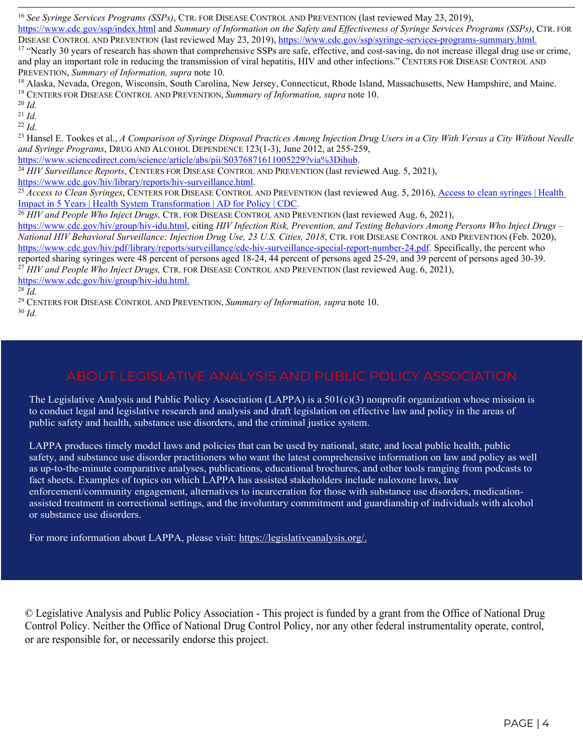[16] *See Syringe Services Programs (SSPs)*, CTR. FOR DISEASE CONTROL AND PREVENTION (last reviewed May 23, 2019), https://www.cdc.gov/ssp/index.html and *Summary of Information on the Safety and Effectiveness of Syringe Services Programs (SSPs)*, CTR. FOR DISEASE CONTROL AND PREVENTION (last reviewed May 23, 2019), https://www.cdc.gov/ssp/syringe-services-programs-summary.html.

[17] "Nearly 30 years of research has shown that comprehensive SSPs are safe, effective, and cost-saving, do not increase illegal drug use or crime, and play an important role in reducing the transmission of viral hepatitis, HIV and other infections." CENTERS FOR DISEASE CONTROL AND PREVENTION, *Summary of Information, supra* note 10.

[18] Alaska, Nevada, Oregon, Wisconsin, South Carolina, New Jersey, Connecticut, Rhode Island, Massachusetts, New Hampshire, and Maine.

[19] CENTERS FOR DISEASE CONTROL AND PREVENTION, *Summary of Information, supra* note 10.

[20] *Id.*

[21] *Id.*

[22] *Id.*

[23] Hansel E. Tookes et al., *A Comparison of Syringe Disposal Practices Among Injection Drug Users in a City With Versus a City Without Needle and Syringe Programs*, DRUG AND ALCOHOL DEPENDENCE 123(1-3), June 2012, at 255-259, https://www.sciencedirect.com/science/article/abs/pii/S0376871611005229?via%3Dihub.

[24] *HIV Surveillance Reports*, CENTERS FOR DISEASE CONTROL AND PREVENTION (last reviewed Aug. 5, 2021), https://www.cdc.gov/hiv/library/reports/hiv-surveillance.html.

[25] *Access to Clean Syringes*, CENTERS FOR DISEASE CONTROL AND PREVENTION (last reviewed Aug. 5, 2016), Access to clean syringes | Health Impact in 5 Years | Health System Transformation | AD for Policy | CDC.

[26] *HIV and People Who Inject Drugs,* CTR. FOR DISEASE CONTROL AND PREVENTION (last reviewed Aug. 6, 2021), https://www.cdc.gov/hiv/group/hiv-idu.html, citing *HIV Infection Risk, Prevention, and Testing Behaviors Among Persons Who Inject Drugs – National HIV Behavioral Surveillance: Injection Drug Use, 23 U.S. Cities, 2018*, CTR. FOR DISEASE CONTROL AND PREVENTION (Feb. 2020), https://www.cdc.gov/hiv/pdf/library/reports/surveillance/cdc-hiv-surveillance-special-report-number-24.pdf. Specifically, the percent who reported sharing syringes were 48 percent of persons aged 18-24, 44 percent of persons aged 25-29, and 39 percent of persons aged 30-39.

[27] *HIV and People Who Inject Drugs,* CTR. FOR DISEASE CONTROL AND PREVENTION (last reviewed Aug. 6, 2021), https://www.cdc.gov/hiv/group/hiv-idu.html.

[28] *Id.*

[29] CENTERS FOR DISEASE CONTROL AND PREVENTION, *Summary of Information, supra* note 10.

[30] *Id.*

## ABOUT LEGISLATIVE ANALYSIS AND PUBLIC POLICY ASSOCIATION

The Legislative Analysis and Public Policy Association (LAPPA) is a 501(c)(3) nonprofit organization whose mission is to conduct legal and legislative research and analysis and draft legislation on effective law and policy in the areas of public safety and health, substance use disorders, and the criminal justice system.

LAPPA produces timely model laws and policies that can be used by national, state, and local public health, public safety, and substance use disorder practitioners who want the latest comprehensive information on law and policy as well as up-to-the-minute comparative analyses, publications, educational brochures, and other tools ranging from podcasts to fact sheets. Examples of topics on which LAPPA has assisted stakeholders include naloxone laws, law enforcement/community engagement, alternatives to incarceration for those with substance use disorders, medication-assisted treatment in correctional settings, and the involuntary commitment and guardianship of individuals with alcohol or substance use disorders.

For more information about LAPPA, please visit: https://legislativeanalysis.org/.

© Legislative Analysis and Public Policy Association - This project is funded by a grant from the Office of National Drug Control Policy. Neither the Office of National Drug Control Policy, nor any other federal instrumentality operate, control, or are responsible for, or necessarily endorse this project.